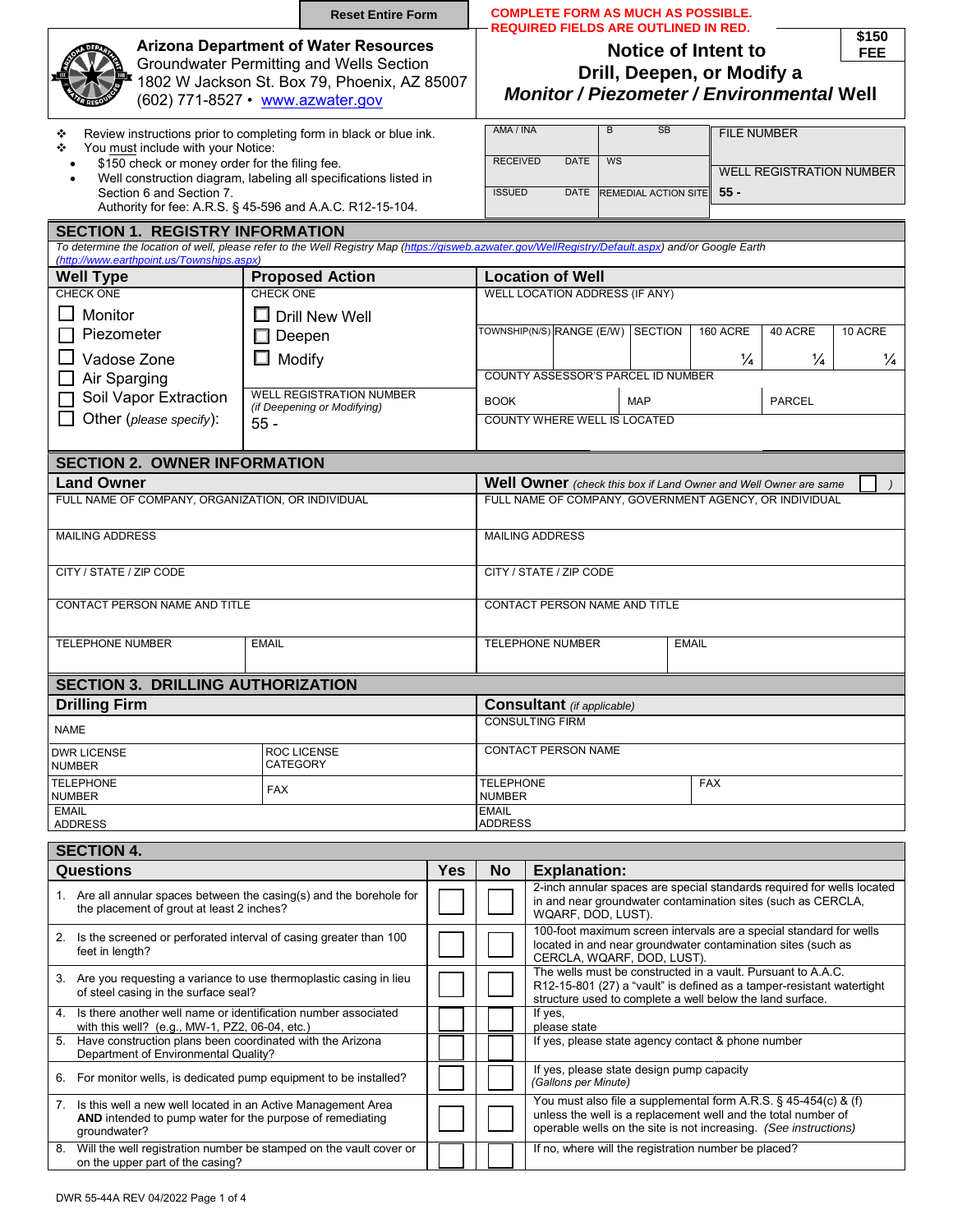Reset Entire Form

COMPLETE FORM AS MUCH AS POSSIBLE.
REQUIRED FIELDS ARE OUTLINED IN RED.

**Arizona Department of Water Resources**
Groundwater Permitting and Wells Section
1802 W Jackson St. Box 79, Phoenix, AZ 85007
(602) 771-8527 • www.azwater.gov

# Notice of Intent to Drill, Deepen, or Modify a *Monitor / Piezometer / Environmental* Well

**$150 FEE**

- ❖ Review instructions prior to completing form in black or blue ink.
- ❖ You must include with your Notice:
  - $150 check or money order for the filing fee.
  - Well construction diagram, labeling all specifications listed in Section 6 and Section 7.

Authority for fee: A.R.S. § 45-596 and A.A.C. R12-15-104.

| AMA / INA | B | SB | FILE NUMBER |
|---|---|---|---|
| RECEIVED | DATE | WS | WELL REGISTRATION NUMBER |
| ISSUED | DATE | REMEDIAL ACTION SITE | 55 - |

## SECTION 1. REGISTRY INFORMATION

*To determine the location of well, please refer to the Well Registry Map (https://gisweb.azwater.gov/WellRegistry/Default.aspx) and/or Google Earth (http://www.earthpoint.us/Townships.aspx)*

**Well Type**
CHECK ONE
- ☐ Monitor
- ☐ Piezometer
- ☐ Vadose Zone
- ☐ Air Sparging
- ☐ Soil Vapor Extraction
- ☐ Other (*please specify*):

**Proposed Action**
CHECK ONE
- ☐ Drill New Well
- ☐ Deepen
- ☐ Modify

WELL REGISTRATION NUMBER
*(if Deepening or Modifying)*
55 -

**Location of Well**

WELL LOCATION ADDRESS (IF ANY)

| TOWNSHIP(N/S) | RANGE (E/W) | SECTION | 160 ACRE | 40 ACRE | 10 ACRE |
|---|---|---|---|---|---|
| | | | ¼ | ¼ | ¼ |

COUNTY ASSESSOR'S PARCEL ID NUMBER

| BOOK | MAP | PARCEL |
|---|---|---|
| | | |

COUNTY WHERE WELL IS LOCATED

## SECTION 2. OWNER INFORMATION

| Land Owner | Well Owner *(check this box if Land Owner and Well Owner are same ☐ )* |
|---|---|
| FULL NAME OF COMPANY, ORGANIZATION, OR INDIVIDUAL | FULL NAME OF COMPANY, GOVERNMENT AGENCY, OR INDIVIDUAL |
| MAILING ADDRESS | MAILING ADDRESS |
| CITY / STATE / ZIP CODE | CITY / STATE / ZIP CODE |
| CONTACT PERSON NAME AND TITLE | CONTACT PERSON NAME AND TITLE |
| TELEPHONE NUMBER / EMAIL | TELEPHONE NUMBER / EMAIL |

## SECTION 3. DRILLING AUTHORIZATION

| Drilling Firm | | Consultant *(if applicable)* | |
|---|---|---|---|
| NAME | | CONSULTING FIRM | |
| DWR LICENSE NUMBER | ROC LICENSE CATEGORY | CONTACT PERSON NAME | |
| TELEPHONE NUMBER | FAX | TELEPHONE NUMBER | FAX |
| EMAIL ADDRESS | | EMAIL ADDRESS | |

## SECTION 4.

| Questions | Yes | No | Explanation: |
|---|---|---|---|
| 1. Are all annular spaces between the casing(s) and the borehole for the placement of grout at least 2 inches? | ☐ | ☐ | 2-inch annular spaces are special standards required for wells located in and near groundwater contamination sites (such as CERCLA, WQARF, DOD, LUST). |
| 2. Is the screened or perforated interval of casing greater than 100 feet in length? | ☐ | ☐ | 100-foot maximum screen intervals are a special standard for wells located in and near groundwater contamination sites (such as CERCLA, WQARF, DOD, LUST). |
| 3. Are you requesting a variance to use thermoplastic casing in lieu of steel casing in the surface seal? | ☐ | ☐ | The wells must be constructed in a vault. Pursuant to A.A.C. R12-15-801 (27) a "vault" is defined as a tamper-resistant watertight structure used to complete a well below the land surface. |
| 4. Is there another well name or identification number associated with this well? (e.g., MW-1, PZ2, 06-04, etc.) | ☐ | ☐ | If yes, please state |
| 5. Have construction plans been coordinated with the Arizona Department of Environmental Quality? | ☐ | ☐ | If yes, please state agency contact & phone number |
| 6. For monitor wells, is dedicated pump equipment to be installed? | ☐ | ☐ | If yes, please state design pump capacity *(Gallons per Minute)* |
| 7. Is this well a new well located in an Active Management Area **AND** intended to pump water for the purpose of remediating groundwater? | ☐ | ☐ | You must also file a supplemental form A.R.S. § 45-454(c) & (f) unless the well is a replacement well and the total number of operable wells on the site is not increasing. *(See instructions)* |
| 8. Will the well registration number be stamped on the vault cover or on the upper part of the casing? | ☐ | ☐ | If no, where will the registration number be placed? |

DWR 55-44A REV 04/2022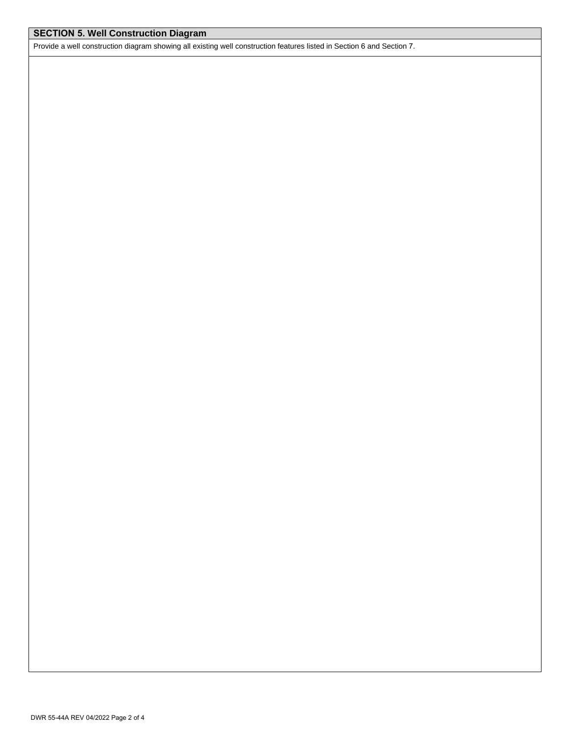## SECTION 5. Well Construction Diagram

Provide a well construction diagram showing all existing well construction features listed in Section 6 and Section 7.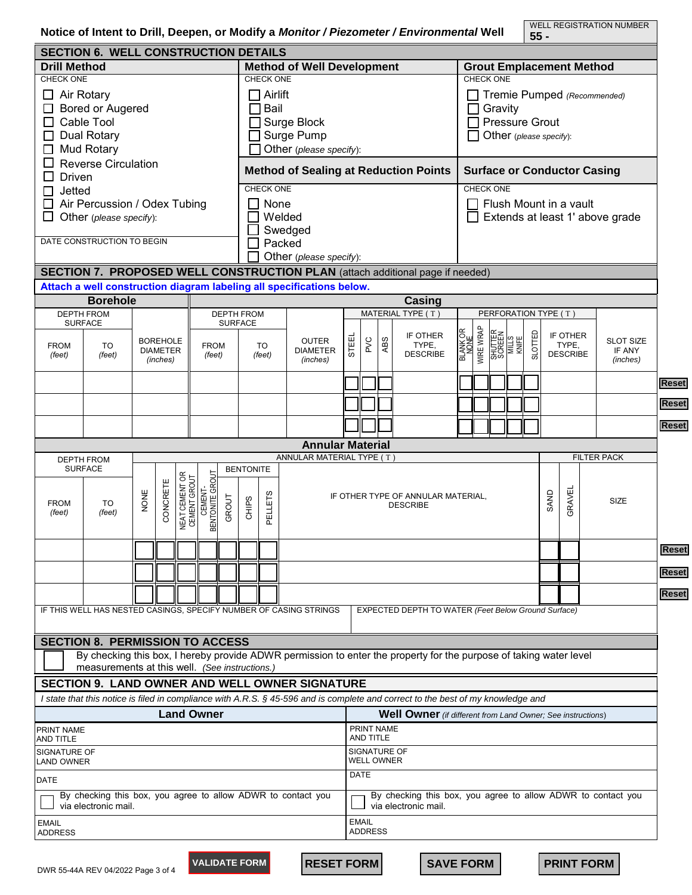**Notice of Intent to Drill, Deepen, or Modify a *Monitor / Piezometer / Environmental* Well**

WELL REGISTRATION NUMBER
**55 -**

## SECTION 6. WELL CONSTRUCTION DETAILS

### Drill Method
CHECK ONE

- ☐ Air Rotary
- ☐ Bored or Augered
- ☐ Cable Tool
- ☐ Dual Rotary
- ☐ Mud Rotary
- ☐ Reverse Circulation
- ☐ Driven
- ☐ Jetted
- ☐ Air Percussion / Odex Tubing
- ☐ Other *(please specify)*:

DATE CONSTRUCTION TO BEGIN

### Method of Well Development
CHECK ONE

- ☐ Airlift
- ☐ Bail
- ☐ Surge Block
- ☐ Surge Pump
- ☐ Other *(please specify)*:

### Grout Emplacement Method
CHECK ONE

- ☐ Tremie Pumped *(Recommended)*
- ☐ Gravity
- ☐ Pressure Grout
- ☐ Other *(please specify)*:

### Method of Sealing at Reduction Points
CHECK ONE

- ☐ None
- ☐ Welded
- ☐ Swedged
- ☐ Packed
- ☐ Other *(please specify)*:

### Surface or Conductor Casing
CHECK ONE

- ☐ Flush Mount in a vault
- ☐ Extends at least 1' above grade

## SECTION 7. PROPOSED WELL CONSTRUCTION PLAN (attach additional page if needed)

**Attach a well construction diagram labeling all specifications below.**

| Borehole | | | Casing | | | | | | | | | | | | | |
|---|---|---|---|---|---|---|---|---|---|---|---|---|---|---|---|---|
| DEPTH FROM SURFACE | | | DEPTH FROM SURFACE | | | MATERIAL TYPE ( T ) | | | | PERFORATION TYPE ( T ) | | | | | | |
| FROM *(feet)* | TO *(feet)* | BOREHOLE DIAMETER *(inches)* | FROM *(feet)* | TO *(feet)* | OUTER DIAMETER *(inches)* | STEEL | PVC | ABS | IF OTHER TYPE, DESCRIBE | BLANK OR NONE | WIRE WRAP | SHUTTER SCREEN | MILLS KNIFE | SLOTTED | IF OTHER TYPE, DESCRIBE | SLOT SIZE IF ANY *(inches)* |
| | | | | | | ☐ | ☐ | ☐ | | ☐ | ☐ | ☐ | ☐ | ☐ | | |
| | | | | | | ☐ | ☐ | ☐ | | ☐ | ☐ | ☐ | ☐ | ☐ | | |
| | | | | | | ☐ | ☐ | ☐ | | ☐ | ☐ | ☐ | ☐ | ☐ | | |

**Annular Material**

| DEPTH FROM SURFACE | | ANNULAR MATERIAL TYPE ( T ) | | | | | | | | FILTER PACK | | |
|---|---|---|---|---|---|---|---|---|---|---|---|---|
| | | | | | | BENTONITE | | | | | | |
| FROM *(feet)* | TO *(feet)* | NONE | CONCRETE | NEAT CEMENT OR CEMENT GROUT | CEMENT-BENTONITE GROUT | GROUT | CHIPS | PELLETS | IF OTHER TYPE OF ANNULAR MATERIAL, DESCRIBE | SAND | GRAVEL | SIZE |
| | | ☐ | ☐ | ☐ | ☐ | ☐ | ☐ | ☐ | | ☐ | ☐ | |
| | | ☐ | ☐ | ☐ | ☐ | ☐ | ☐ | ☐ | | ☐ | ☐ | |
| | | ☐ | ☐ | ☐ | ☐ | ☐ | ☐ | ☐ | | ☐ | ☐ | |

IF THIS WELL HAS NESTED CASINGS, SPECIFY NUMBER OF CASING STRINGS

EXPECTED DEPTH TO WATER *(Feet Below Ground Surface)*

## SECTION 8. PERMISSION TO ACCESS

☐ By checking this box, I hereby provide ADWR permission to enter the property for the purpose of taking water level measurements at this well. *(See instructions.)*

## SECTION 9. LAND OWNER AND WELL OWNER SIGNATURE

*I state that this notice is filed in compliance with A.R.S. § 45-596 and is complete and correct to the best of my knowledge and*

| **Land Owner** | **Well Owner** *(if different from Land Owner; See instructions)* |
|---|---|
| PRINT NAME AND TITLE | PRINT NAME AND TITLE |
| SIGNATURE OF LAND OWNER | SIGNATURE OF WELL OWNER |
| DATE | DATE |
| ☐ By checking this box, you agree to allow ADWR to contact you via electronic mail. | ☐ By checking this box, you agree to allow ADWR to contact you via electronic mail. |
| EMAIL ADDRESS | EMAIL ADDRESS |

DWR 55-44A REV 04/2022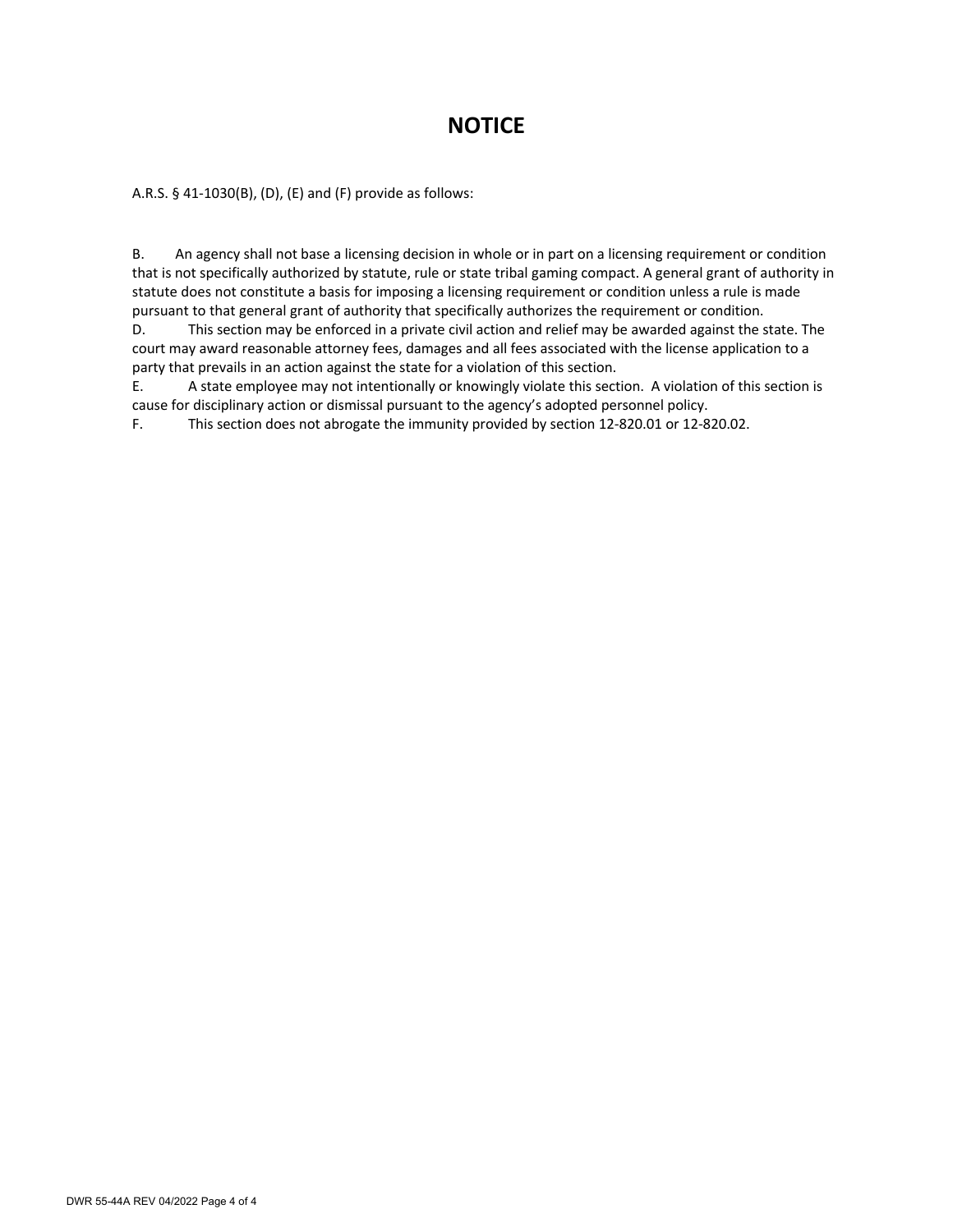# NOTICE

A.R.S. § 41-1030(B), (D), (E) and (F) provide as follows:

B. An agency shall not base a licensing decision in whole or in part on a licensing requirement or condition that is not specifically authorized by statute, rule or state tribal gaming compact. A general grant of authority in statute does not constitute a basis for imposing a licensing requirement or condition unless a rule is made pursuant to that general grant of authority that specifically authorizes the requirement or condition.

D. This section may be enforced in a private civil action and relief may be awarded against the state. The court may award reasonable attorney fees, damages and all fees associated with the license application to a party that prevails in an action against the state for a violation of this section.

E. A state employee may not intentionally or knowingly violate this section. A violation of this section is cause for disciplinary action or dismissal pursuant to the agency's adopted personnel policy.

F. This section does not abrogate the immunity provided by section 12-820.01 or 12-820.02.